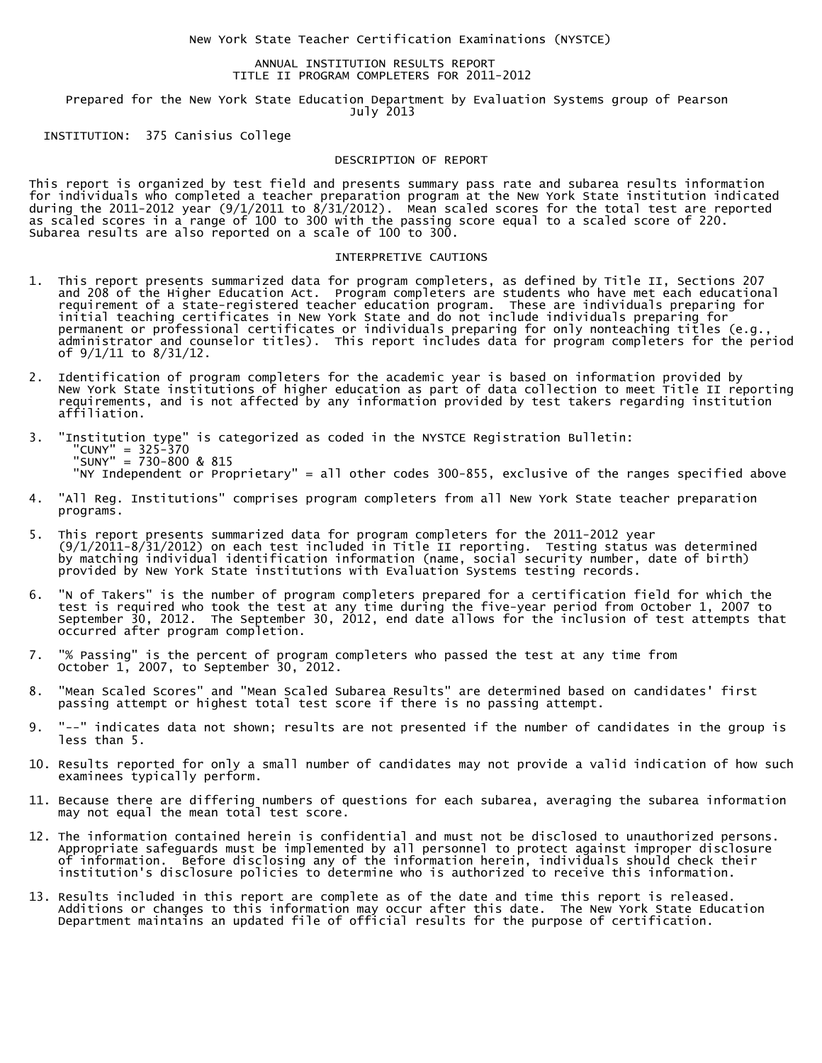# New York State Teacher Certification Examinations (NYSTCE)

## ANNUAL INSTITUTION RESULTS REPORT
## TITLE II PROGRAM COMPLETERS FOR 2011-2012

Prepared for the New York State Education Department by Evaluation Systems group of Pearson
July 2013

INSTITUTION: 375 Canisius College

### DESCRIPTION OF REPORT

This report is organized by test field and presents summary pass rate and subarea results information for individuals who completed a teacher preparation program at the New York State institution indicated during the 2011-2012 year (9/1/2011 to 8/31/2012). Mean scaled scores for the total test are reported as scaled scores in a range of 100 to 300 with the passing score equal to a scaled score of 220. Subarea results are also reported on a scale of 100 to 300.

### INTERPRETIVE CAUTIONS

1. This report presents summarized data for program completers, as defined by Title II, Sections 207 and 208 of the Higher Education Act. Program completers are students who have met each educational requirement of a state-registered teacher education program. These are individuals preparing for initial teaching certificates in New York State and do not include individuals preparing for permanent or professional certificates or individuals preparing for only nonteaching titles (e.g., administrator and counselor titles). This report includes data for program completers for the period of 9/1/11 to 8/31/12.

2. Identification of program completers for the academic year is based on information provided by New York State institutions of higher education as part of data collection to meet Title II reporting requirements, and is not affected by any information provided by test takers regarding institution affiliation.

3. "Institution type" is categorized as coded in the NYSTCE Registration Bulletin:
   "CUNY" = 325-370
   "SUNY" = 730-800 & 815
   "NY Independent or Proprietary" = all other codes 300-855, exclusive of the ranges specified above

4. "All Reg. Institutions" comprises program completers from all New York State teacher preparation programs.

5. This report presents summarized data for program completers for the 2011-2012 year (9/1/2011-8/31/2012) on each test included in Title II reporting. Testing status was determined by matching individual identification information (name, social security number, date of birth) provided by New York State institutions with Evaluation Systems testing records.

6. "N of Takers" is the number of program completers prepared for a certification field for which the test is required who took the test at any time during the five-year period from October 1, 2007 to September 30, 2012. The September 30, 2012, end date allows for the inclusion of test attempts that occurred after program completion.

7. "% Passing" is the percent of program completers who passed the test at any time from October 1, 2007, to September 30, 2012.

8. "Mean Scaled Scores" and "Mean Scaled Subarea Results" are determined based on candidates' first passing attempt or highest total test score if there is no passing attempt.

9. "--" indicates data not shown; results are not presented if the number of candidates in the group is less than 5.

10. Results reported for only a small number of candidates may not provide a valid indication of how such examinees typically perform.

11. Because there are differing numbers of questions for each subarea, averaging the subarea information may not equal the mean total test score.

12. The information contained herein is confidential and must not be disclosed to unauthorized persons. Appropriate safeguards must be implemented by all personnel to protect against improper disclosure of information. Before disclosing any of the information herein, individuals should check their institution's disclosure policies to determine who is authorized to receive this information.

13. Results included in this report are complete as of the date and time this report is released. Additions or changes to this information may occur after this date. The New York State Education Department maintains an updated file of official results for the purpose of certification.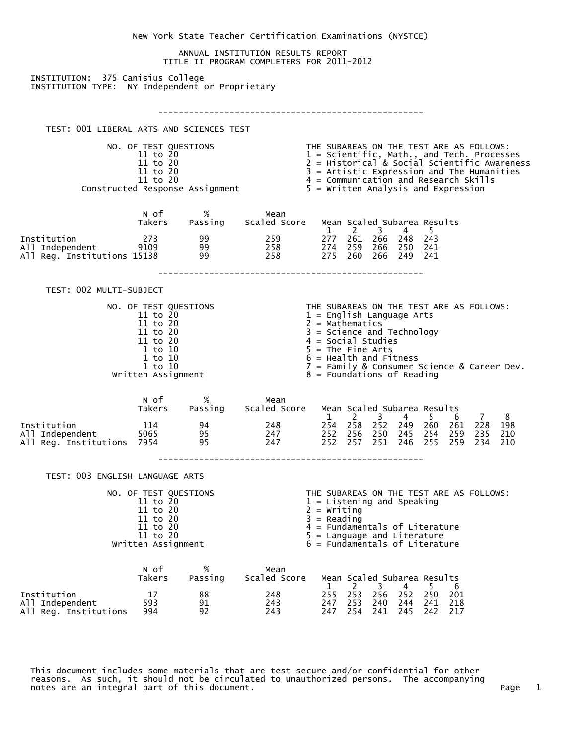# New York State Teacher Certification Examinations (NYSTCE)

## ANNUAL INSTITUTION RESULTS REPORT
## TITLE II PROGRAM COMPLETERS FOR 2011-2012

INSTITUTION: 375 Canisius College
INSTITUTION TYPE: NY Independent or Proprietary

---

### TEST: 001 LIBERAL ARTS AND SCIENCES TEST

| NO. OF TEST QUESTIONS | THE SUBAREAS ON THE TEST ARE AS FOLLOWS: |
|---|---|
| 11 to 20 | 1 = Scientific, Math., and Tech. Processes |
| 11 to 20 | 2 = Historical & Social Scientific Awareness |
| 11 to 20 | 3 = Artistic Expression and The Humanities |
| 11 to 20 | 4 = Communication and Research Skills |
| Constructed Response Assignment | 5 = Written Analysis and Expression |

| | N of Takers | % Passing | Mean Scaled Score | Mean Scaled Subarea Results 1 | 2 | 3 | 4 | 5 |
|---|---|---|---|---|---|---|---|---|
| Institution | 273 | 99 | 259 | 277 | 261 | 266 | 248 | 243 |
| All Independent | 9109 | 99 | 258 | 274 | 259 | 266 | 250 | 241 |
| All Reg. Institutions | 15138 | 99 | 258 | 275 | 260 | 266 | 249 | 241 |

---

### TEST: 002 MULTI-SUBJECT

| NO. OF TEST QUESTIONS | THE SUBAREAS ON THE TEST ARE AS FOLLOWS: |
|---|---|
| 11 to 20 | 1 = English Language Arts |
| 11 to 20 | 2 = Mathematics |
| 11 to 20 | 3 = Science and Technology |
| 11 to 20 | 4 = Social Studies |
| 1 to 10 | 5 = The Fine Arts |
| 1 to 10 | 6 = Health and Fitness |
| 1 to 10 | 7 = Family & Consumer Science & Career Dev. |
| Written Assignment | 8 = Foundations of Reading |

| | N of Takers | % Passing | Mean Scaled Score | Mean Scaled Subarea Results 1 | 2 | 3 | 4 | 5 | 6 | 7 | 8 |
|---|---|---|---|---|---|---|---|---|---|---|---|
| Institution | 114 | 94 | 248 | 254 | 258 | 252 | 249 | 260 | 261 | 228 | 198 |
| All Independent | 5065 | 95 | 247 | 252 | 256 | 250 | 245 | 254 | 259 | 235 | 210 |
| All Reg. Institutions | 7954 | 95 | 247 | 252 | 257 | 251 | 246 | 255 | 259 | 234 | 210 |

---

### TEST: 003 ENGLISH LANGUAGE ARTS

| NO. OF TEST QUESTIONS | THE SUBAREAS ON THE TEST ARE AS FOLLOWS: |
|---|---|
| 11 to 20 | 1 = Listening and Speaking |
| 11 to 20 | 2 = Writing |
| 11 to 20 | 3 = Reading |
| 11 to 20 | 4 = Fundamentals of Literature |
| 11 to 20 | 5 = Language and Literature |
| Written Assignment | 6 = Fundamentals of Literature |

| | N of Takers | % Passing | Mean Scaled Score | Mean Scaled Subarea Results 1 | 2 | 3 | 4 | 5 | 6 |
|---|---|---|---|---|---|---|---|---|---|
| Institution | 17 | 88 | 248 | 255 | 253 | 256 | 252 | 250 | 201 |
| All Independent | 593 | 91 | 243 | 247 | 253 | 240 | 244 | 241 | 218 |
| All Reg. Institutions | 994 | 92 | 243 | 247 | 254 | 241 | 245 | 242 | 217 |

This document includes some materials that are test secure and/or confidential for other reasons. As such, it should not be circulated to unauthorized persons. The accompanying notes are an integral part of this document.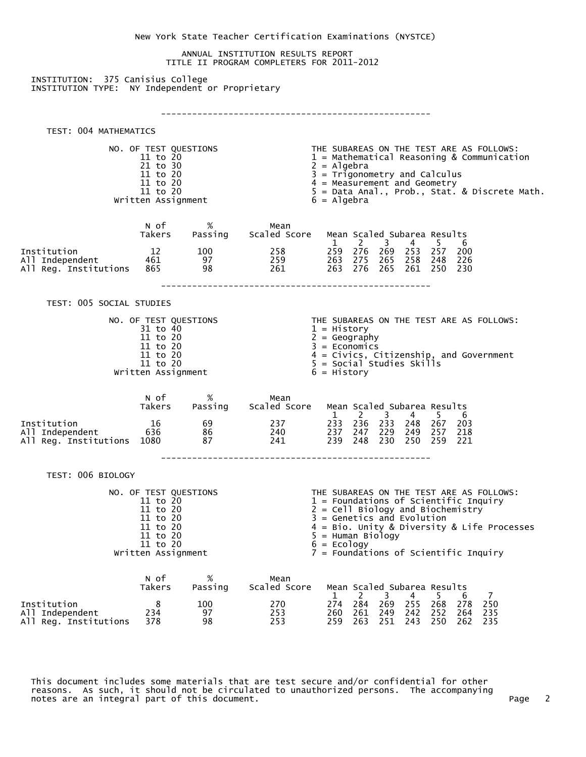New York State Teacher Certification Examinations (NYSTCE)

ANNUAL INSTITUTION RESULTS REPORT
TITLE II PROGRAM COMPLETERS FOR 2011-2012

INSTITUTION: 375 Canisius College
INSTITUTION TYPE: NY Independent or Proprietary

---

## TEST: 004 MATHEMATICS

| NO. OF TEST QUESTIONS | THE SUBAREAS ON THE TEST ARE AS FOLLOWS: |
|---|---|
| 11 to 20 | 1 = Mathematical Reasoning & Communication |
| 21 to 30 | 2 = Algebra |
| 11 to 20 | 3 = Trigonometry and Calculus |
| 11 to 20 | 4 = Measurement and Geometry |
| 11 to 20 | 5 = Data Anal., Prob., Stat. & Discrete Math. |
| Written Assignment | 6 = Algebra |

| | N of Takers | % Passing | Mean Scaled Score | Mean Scaled Subarea Results 1 | 2 | 3 | 4 | 5 | 6 |
|---|---|---|---|---|---|---|---|---|---|
| Institution | 12 | 100 | 258 | 259 | 276 | 269 | 253 | 257 | 200 |
| All Independent | 461 | 97 | 259 | 263 | 275 | 265 | 258 | 248 | 226 |
| All Reg. Institutions | 865 | 98 | 261 | 263 | 276 | 265 | 261 | 250 | 230 |

---

## TEST: 005 SOCIAL STUDIES

| NO. OF TEST QUESTIONS | THE SUBAREAS ON THE TEST ARE AS FOLLOWS: |
|---|---|
| 31 to 40 | 1 = History |
| 11 to 20 | 2 = Geography |
| 11 to 20 | 3 = Economics |
| 11 to 20 | 4 = Civics, Citizenship, and Government |
| 11 to 20 | 5 = Social Studies Skills |
| Written Assignment | 6 = History |

| | N of Takers | % Passing | Mean Scaled Score | Mean Scaled Subarea Results 1 | 2 | 3 | 4 | 5 | 6 |
|---|---|---|---|---|---|---|---|---|---|
| Institution | 16 | 69 | 237 | 233 | 236 | 233 | 248 | 267 | 203 |
| All Independent | 636 | 86 | 240 | 237 | 247 | 229 | 249 | 257 | 218 |
| All Reg. Institutions | 1080 | 87 | 241 | 239 | 248 | 230 | 250 | 259 | 221 |

---

## TEST: 006 BIOLOGY

| NO. OF TEST QUESTIONS | THE SUBAREAS ON THE TEST ARE AS FOLLOWS: |
|---|---|
| 11 to 20 | 1 = Foundations of Scientific Inquiry |
| 11 to 20 | 2 = Cell Biology and Biochemistry |
| 11 to 20 | 3 = Genetics and Evolution |
| 11 to 20 | 4 = Bio. Unity & Diversity & Life Processes |
| 11 to 20 | 5 = Human Biology |
| 11 to 20 | 6 = Ecology |
| Written Assignment | 7 = Foundations of Scientific Inquiry |

| | N of Takers | % Passing | Mean Scaled Score | Mean Scaled Subarea Results 1 | 2 | 3 | 4 | 5 | 6 | 7 |
|---|---|---|---|---|---|---|---|---|---|---|
| Institution | 8 | 100 | 270 | 274 | 284 | 269 | 255 | 268 | 278 | 250 |
| All Independent | 234 | 97 | 253 | 260 | 261 | 249 | 242 | 252 | 264 | 235 |
| All Reg. Institutions | 378 | 98 | 253 | 259 | 263 | 251 | 243 | 250 | 262 | 235 |

This document includes some materials that are test secure and/or confidential for other reasons. As such, it should not be circulated to unauthorized persons. The accompanying notes are an integral part of this document.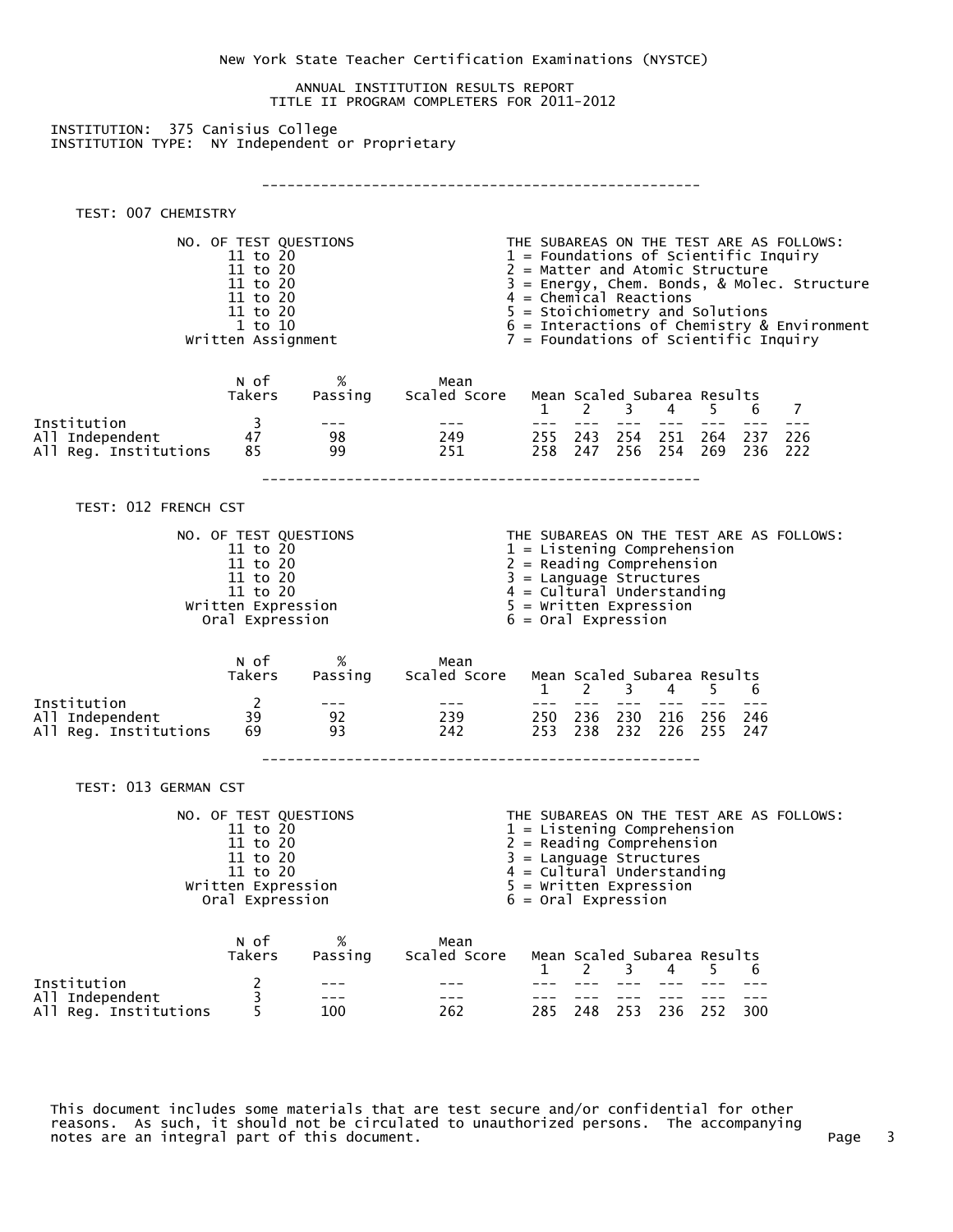New York State Teacher Certification Examinations (NYSTCE)

ANNUAL INSTITUTION RESULTS REPORT
TITLE II PROGRAM COMPLETERS FOR 2011-2012

INSTITUTION: 375 Canisius College
INSTITUTION TYPE: NY Independent or Proprietary

---

TEST: 007 CHEMISTRY

| NO. OF TEST QUESTIONS | THE SUBAREAS ON THE TEST ARE AS FOLLOWS: |
|---|---|
| 11 to 20 | 1 = Foundations of Scientific Inquiry |
| 11 to 20 | 2 = Matter and Atomic Structure |
| 11 to 20 | 3 = Energy, Chem. Bonds, & Molec. Structure |
| 11 to 20 | 4 = Chemical Reactions |
| 11 to 20 | 5 = Stoichiometry and Solutions |
| 1 to 10 | 6 = Interactions of Chemistry & Environment |
| Written Assignment | 7 = Foundations of Scientific Inquiry |

| | N of Takers | % Passing | Mean Scaled Score | Mean Scaled Subarea Results 1 | 2 | 3 | 4 | 5 | 6 | 7 |
|---|---|---|---|---|---|---|---|---|---|---|
| Institution | 3 | --- | --- | --- | --- | --- | --- | --- | --- | --- |
| All Independent | 47 | 98 | 249 | 255 | 243 | 254 | 251 | 264 | 237 | 226 |
| All Reg. Institutions | 85 | 99 | 251 | 258 | 247 | 256 | 254 | 269 | 236 | 222 |

---

TEST: 012 FRENCH CST

| NO. OF TEST QUESTIONS | THE SUBAREAS ON THE TEST ARE AS FOLLOWS: |
|---|---|
| 11 to 20 | 1 = Listening Comprehension |
| 11 to 20 | 2 = Reading Comprehension |
| 11 to 20 | 3 = Language Structures |
| 11 to 20 | 4 = Cultural Understanding |
| Written Expression | 5 = Written Expression |
| Oral Expression | 6 = Oral Expression |

| | N of Takers | % Passing | Mean Scaled Score | Mean Scaled Subarea Results 1 | 2 | 3 | 4 | 5 | 6 |
|---|---|---|---|---|---|---|---|---|---|
| Institution | 2 | --- | --- | --- | --- | --- | --- | --- | --- |
| All Independent | 39 | 92 | 239 | 250 | 236 | 230 | 216 | 256 | 246 |
| All Reg. Institutions | 69 | 93 | 242 | 253 | 238 | 232 | 226 | 255 | 247 |

---

TEST: 013 GERMAN CST

| NO. OF TEST QUESTIONS | THE SUBAREAS ON THE TEST ARE AS FOLLOWS: |
|---|---|
| 11 to 20 | 1 = Listening Comprehension |
| 11 to 20 | 2 = Reading Comprehension |
| 11 to 20 | 3 = Language Structures |
| 11 to 20 | 4 = Cultural Understanding |
| Written Expression | 5 = Written Expression |
| Oral Expression | 6 = Oral Expression |

| | N of Takers | % Passing | Mean Scaled Score | Mean Scaled Subarea Results 1 | 2 | 3 | 4 | 5 | 6 |
|---|---|---|---|---|---|---|---|---|---|
| Institution | 2 | --- | --- | --- | --- | --- | --- | --- | --- |
| All Independent | 3 | --- | --- | --- | --- | --- | --- | --- | --- |
| All Reg. Institutions | 5 | 100 | 262 | 285 | 248 | 253 | 236 | 252 | 300 |

This document includes some materials that are test secure and/or confidential for other reasons. As such, it should not be circulated to unauthorized persons. The accompanying notes are an integral part of this document.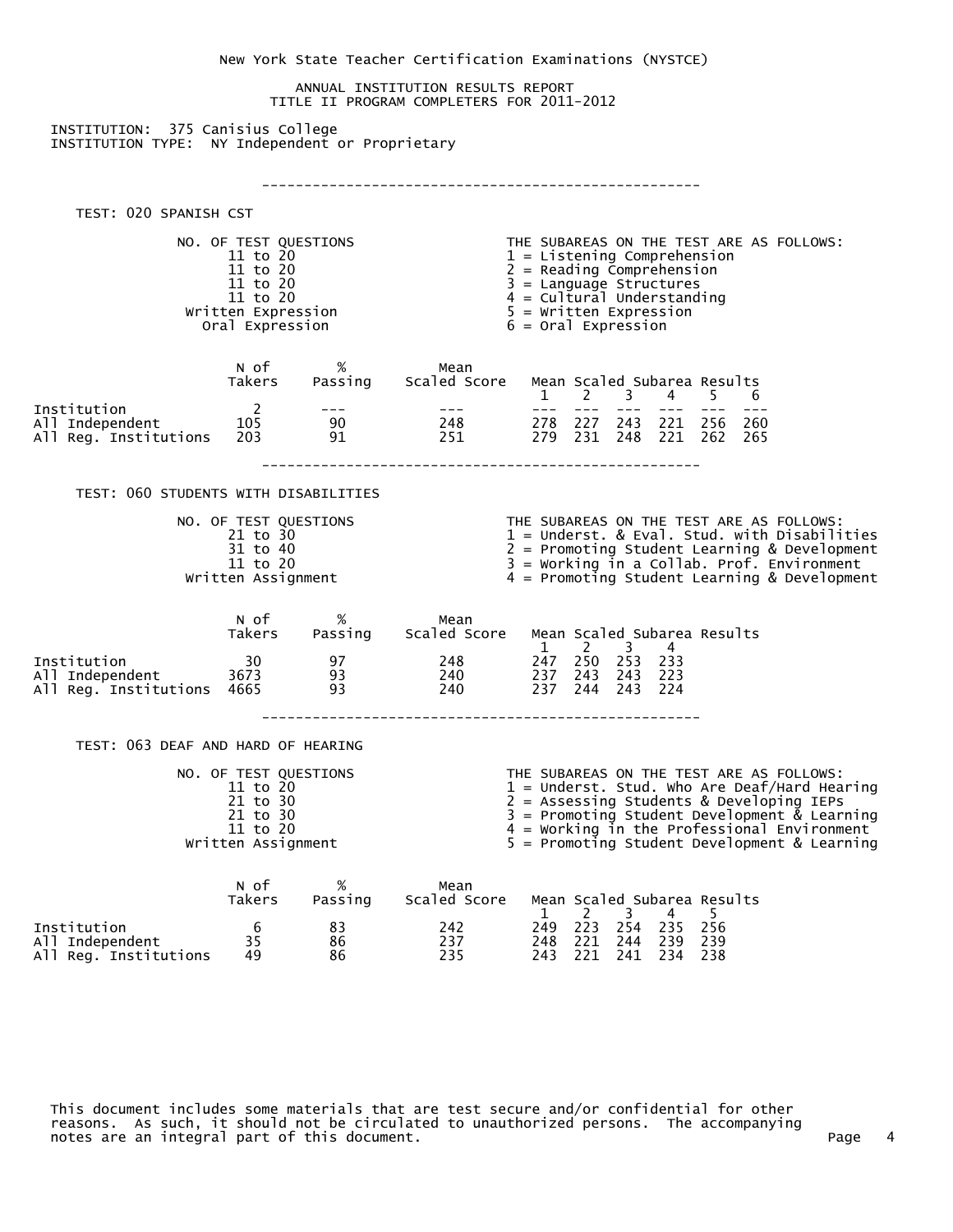New York State Teacher Certification Examinations (NYSTCE)

ANNUAL INSTITUTION RESULTS REPORT
TITLE II PROGRAM COMPLETERS FOR 2011-2012

INSTITUTION: 375 Canisius College
INSTITUTION TYPE: NY Independent or Proprietary

---

### TEST: 020 SPANISH CST

| NO. OF TEST QUESTIONS | THE SUBAREAS ON THE TEST ARE AS FOLLOWS: |
|---|---|
| 11 to 20 | 1 = Listening Comprehension |
| 11 to 20 | 2 = Reading Comprehension |
| 11 to 20 | 3 = Language Structures |
| 11 to 20 | 4 = Cultural Understanding |
| Written Expression | 5 = Written Expression |
| Oral Expression | 6 = Oral Expression |

| | N of Takers | % Passing | Mean Scaled Score | Mean Scaled Subarea Results 1 | 2 | 3 | 4 | 5 | 6 |
|---|---|---|---|---|---|---|---|---|---|
| Institution | 2 | --- | --- | --- | --- | --- | --- | --- | --- |
| All Independent | 105 | 90 | 248 | 278 | 227 | 243 | 221 | 256 | 260 |
| All Reg. Institutions | 203 | 91 | 251 | 279 | 231 | 248 | 221 | 262 | 265 |

---

### TEST: 060 STUDENTS WITH DISABILITIES

| NO. OF TEST QUESTIONS | THE SUBAREAS ON THE TEST ARE AS FOLLOWS: |
|---|---|
| 21 to 30 | 1 = Underst. & Eval. Stud. with Disabilities |
| 31 to 40 | 2 = Promoting Student Learning & Development |
| 11 to 20 | 3 = Working in a Collab. Prof. Environment |
| Written Assignment | 4 = Promoting Student Learning & Development |

| | N of Takers | % Passing | Mean Scaled Score | Mean Scaled Subarea Results 1 | 2 | 3 | 4 |
|---|---|---|---|---|---|---|---|
| Institution | 30 | 97 | 248 | 247 | 250 | 253 | 233 |
| All Independent | 3673 | 93 | 240 | 237 | 243 | 243 | 223 |
| All Reg. Institutions | 4665 | 93 | 240 | 237 | 244 | 243 | 224 |

---

### TEST: 063 DEAF AND HARD OF HEARING

| NO. OF TEST QUESTIONS | THE SUBAREAS ON THE TEST ARE AS FOLLOWS: |
|---|---|
| 11 to 20 | 1 = Underst. Stud. Who Are Deaf/Hard Hearing |
| 21 to 30 | 2 = Assessing Students & Developing IEPs |
| 21 to 30 | 3 = Promoting Student Development & Learning |
| 11 to 20 | 4 = Working in the Professional Environment |
| Written Assignment | 5 = Promoting Student Development & Learning |

| | N of Takers | % Passing | Mean Scaled Score | Mean Scaled Subarea Results 1 | 2 | 3 | 4 | 5 |
|---|---|---|---|---|---|---|---|---|
| Institution | 6 | 83 | 242 | 249 | 223 | 254 | 235 | 256 |
| All Independent | 35 | 86 | 237 | 248 | 221 | 244 | 239 | 239 |
| All Reg. Institutions | 49 | 86 | 235 | 243 | 221 | 241 | 234 | 238 |

This document includes some materials that are test secure and/or confidential for other reasons. As such, it should not be circulated to unauthorized persons. The accompanying notes are an integral part of this document.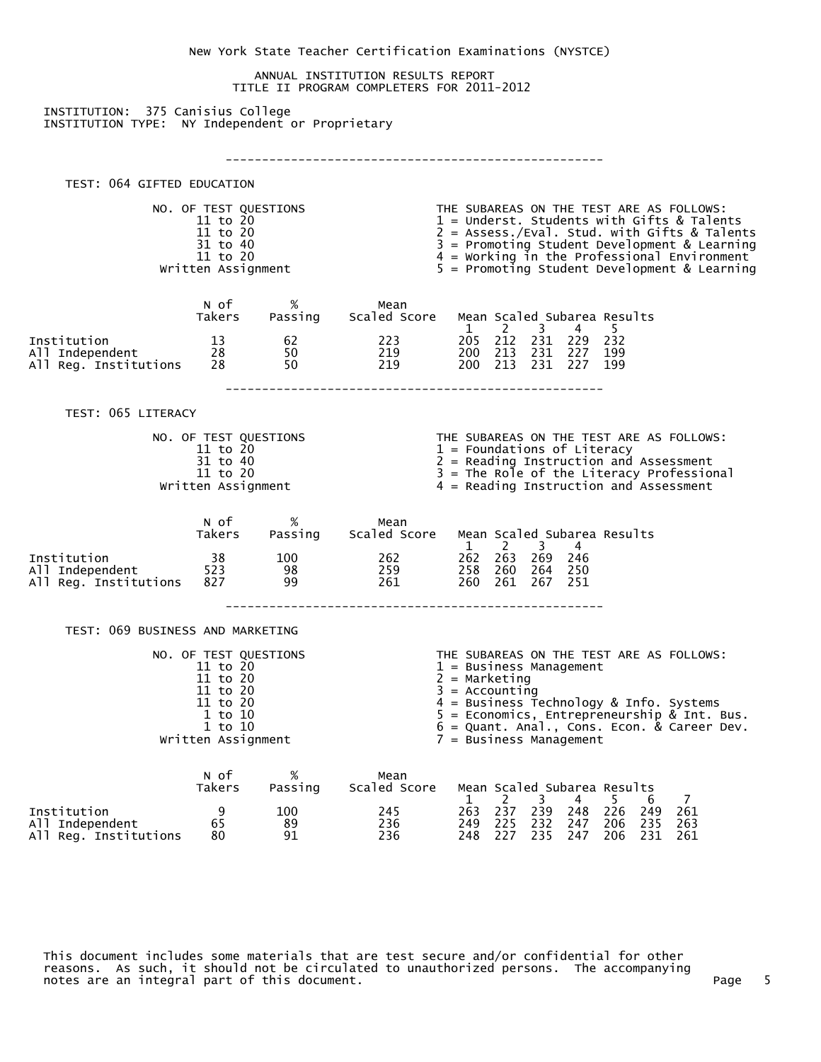New York State Teacher Certification Examinations (NYSTCE)

ANNUAL INSTITUTION RESULTS REPORT
TITLE II PROGRAM COMPLETERS FOR 2011-2012

INSTITUTION: 375 Canisius College
INSTITUTION TYPE: NY Independent or Proprietary

---

## TEST: 064 GIFTED EDUCATION

| NO. OF TEST QUESTIONS | THE SUBAREAS ON THE TEST ARE AS FOLLOWS: |
|---|---|
| 11 to 20 | 1 = Underst. Students with Gifts & Talents |
| 11 to 20 | 2 = Assess./Eval. Stud. with Gifts & Talents |
| 31 to 40 | 3 = Promoting Student Development & Learning |
| 11 to 20 | 4 = Working in the Professional Environment |
| Written Assignment | 5 = Promoting Student Development & Learning |

| | N of Takers | % Passing | Mean Scaled Score | Mean Scaled Subarea Results 1 | 2 | 3 | 4 | 5 |
|---|---|---|---|---|---|---|---|---|
| Institution | 13 | 62 | 223 | 205 | 212 | 231 | 229 | 232 |
| All Independent | 28 | 50 | 219 | 200 | 213 | 231 | 227 | 199 |
| All Reg. Institutions | 28 | 50 | 219 | 200 | 213 | 231 | 227 | 199 |

---

## TEST: 065 LITERACY

| NO. OF TEST QUESTIONS | THE SUBAREAS ON THE TEST ARE AS FOLLOWS: |
|---|---|
| 11 to 20 | 1 = Foundations of Literacy |
| 31 to 40 | 2 = Reading Instruction and Assessment |
| 11 to 20 | 3 = The Role of the Literacy Professional |
| Written Assignment | 4 = Reading Instruction and Assessment |

| | N of Takers | % Passing | Mean Scaled Score | Mean Scaled Subarea Results 1 | 2 | 3 | 4 |
|---|---|---|---|---|---|---|---|
| Institution | 38 | 100 | 262 | 262 | 263 | 269 | 246 |
| All Independent | 523 | 98 | 259 | 258 | 260 | 264 | 250 |
| All Reg. Institutions | 827 | 99 | 261 | 260 | 261 | 267 | 251 |

---

## TEST: 069 BUSINESS AND MARKETING

| NO. OF TEST QUESTIONS | THE SUBAREAS ON THE TEST ARE AS FOLLOWS: |
|---|---|
| 11 to 20 | 1 = Business Management |
| 11 to 20 | 2 = Marketing |
| 11 to 20 | 3 = Accounting |
| 11 to 20 | 4 = Business Technology & Info. Systems |
| 1 to 10 | 5 = Economics, Entrepreneurship & Int. Bus. |
| 1 to 10 | 6 = Quant. Anal., Cons. Econ. & Career Dev. |
| Written Assignment | 7 = Business Management |

| | N of Takers | % Passing | Mean Scaled Score | Mean Scaled Subarea Results 1 | 2 | 3 | 4 | 5 | 6 | 7 |
|---|---|---|---|---|---|---|---|---|---|---|
| Institution | 9 | 100 | 245 | 263 | 237 | 239 | 248 | 226 | 249 | 261 |
| All Independent | 65 | 89 | 236 | 249 | 225 | 232 | 247 | 206 | 235 | 263 |
| All Reg. Institutions | 80 | 91 | 236 | 248 | 227 | 235 | 247 | 206 | 231 | 261 |

This document includes some materials that are test secure and/or confidential for other reasons. As such, it should not be circulated to unauthorized persons. The accompanying notes are an integral part of this document.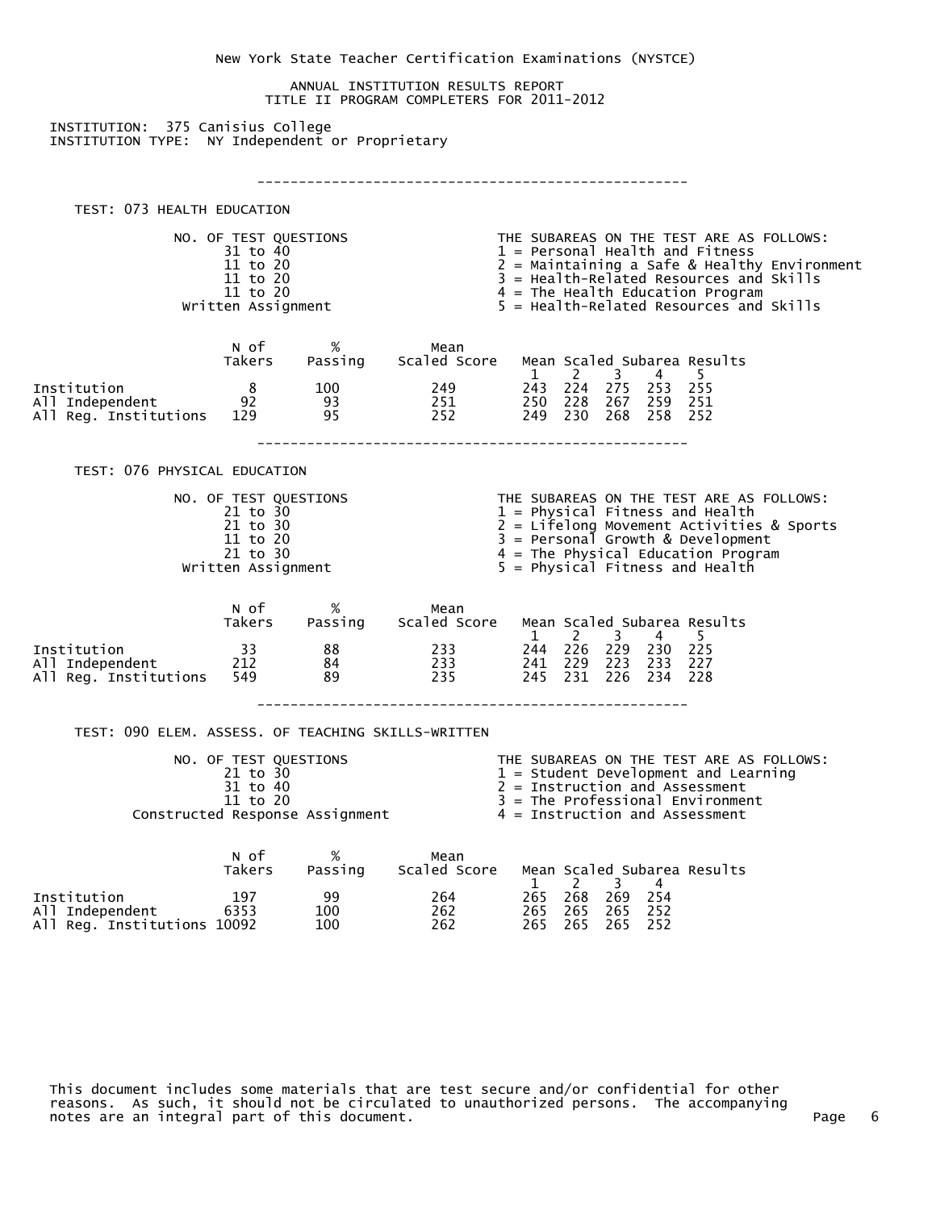New York State Teacher Certification Examinations (NYSTCE)

ANNUAL INSTITUTION RESULTS REPORT
TITLE II PROGRAM COMPLETERS FOR 2011-2012

INSTITUTION: 375 Canisius College
INSTITUTION TYPE: NY Independent or Proprietary

---

## TEST: 073 HEALTH EDUCATION

| NO. OF TEST QUESTIONS | THE SUBAREAS ON THE TEST ARE AS FOLLOWS: |
|---|---|
| 31 to 40 | 1 = Personal Health and Fitness |
| 11 to 20 | 2 = Maintaining a Safe & Healthy Environment |
| 11 to 20 | 3 = Health-Related Resources and Skills |
| 11 to 20 | 4 = The Health Education Program |
| Written Assignment | 5 = Health-Related Resources and Skills |

| | N of Takers | % Passing | Mean Scaled Score | Mean Scaled Subarea Results 1 | 2 | 3 | 4 | 5 |
|---|---|---|---|---|---|---|---|---|
| Institution | 8 | 100 | 249 | 243 | 224 | 275 | 253 | 255 |
| All Independent | 92 | 93 | 251 | 250 | 228 | 267 | 259 | 251 |
| All Reg. Institutions | 129 | 95 | 252 | 249 | 230 | 268 | 258 | 252 |

---

## TEST: 076 PHYSICAL EDUCATION

| NO. OF TEST QUESTIONS | THE SUBAREAS ON THE TEST ARE AS FOLLOWS: |
|---|---|
| 21 to 30 | 1 = Physical Fitness and Health |
| 21 to 30 | 2 = Lifelong Movement Activities & Sports |
| 11 to 20 | 3 = Personal Growth & Development |
| 21 to 30 | 4 = The Physical Education Program |
| Written Assignment | 5 = Physical Fitness and Health |

| | N of Takers | % Passing | Mean Scaled Score | Mean Scaled Subarea Results 1 | 2 | 3 | 4 | 5 |
|---|---|---|---|---|---|---|---|---|
| Institution | 33 | 88 | 233 | 244 | 226 | 229 | 230 | 225 |
| All Independent | 212 | 84 | 233 | 241 | 229 | 223 | 233 | 227 |
| All Reg. Institutions | 549 | 89 | 235 | 245 | 231 | 226 | 234 | 228 |

---

## TEST: 090 ELEM. ASSESS. OF TEACHING SKILLS-WRITTEN

| NO. OF TEST QUESTIONS | THE SUBAREAS ON THE TEST ARE AS FOLLOWS: |
|---|---|
| 21 to 30 | 1 = Student Development and Learning |
| 31 to 40 | 2 = Instruction and Assessment |
| 11 to 20 | 3 = The Professional Environment |
| Constructed Response Assignment | 4 = Instruction and Assessment |

| | N of Takers | % Passing | Mean Scaled Score | Mean Scaled Subarea Results 1 | 2 | 3 | 4 |
|---|---|---|---|---|---|---|---|
| Institution | 197 | 99 | 264 | 265 | 268 | 269 | 254 |
| All Independent | 6353 | 100 | 262 | 265 | 265 | 265 | 252 |
| All Reg. Institutions | 10092 | 100 | 262 | 265 | 265 | 265 | 252 |

This document includes some materials that are test secure and/or confidential for other reasons. As such, it should not be circulated to unauthorized persons. The accompanying notes are an integral part of this document.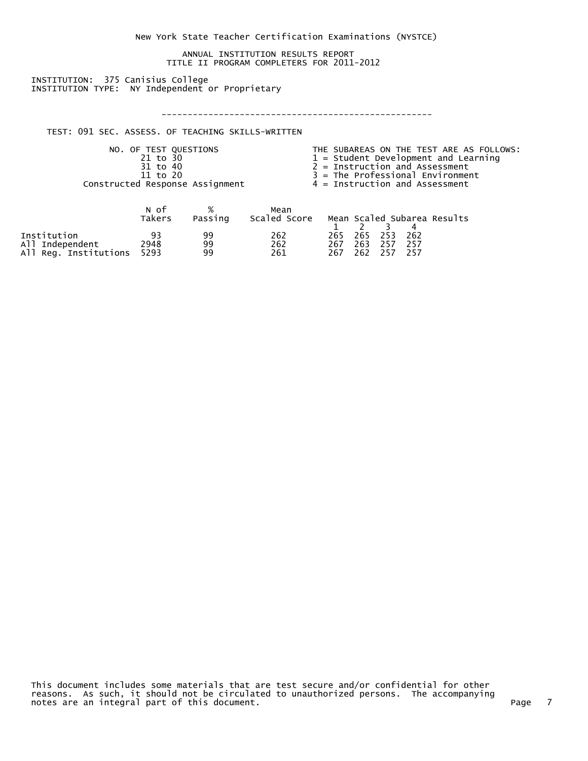New York State Teacher Certification Examinations (NYSTCE)

ANNUAL INSTITUTION RESULTS REPORT
TITLE II PROGRAM COMPLETERS FOR 2011-2012

INSTITUTION: 375 Canisius College
INSTITUTION TYPE: NY Independent or Proprietary

---

TEST: 091 SEC. ASSESS. OF TEACHING SKILLS-WRITTEN

| NO. OF TEST QUESTIONS | THE SUBAREAS ON THE TEST ARE AS FOLLOWS: |
|---|---|
| 21 to 30 | 1 = Student Development and Learning |
| 31 to 40 | 2 = Instruction and Assessment |
| 11 to 20 | 3 = The Professional Environment |
| Constructed Response Assignment | 4 = Instruction and Assessment |

| | N of Takers | % Passing | Mean Scaled Score | Mean Scaled Subarea Results 1 | 2 | 3 | 4 |
|---|---|---|---|---|---|---|---|
| Institution | 93 | 99 | 262 | 265 | 265 | 253 | 262 |
| All Independent | 2948 | 99 | 262 | 267 | 263 | 257 | 257 |
| All Reg. Institutions | 5293 | 99 | 261 | 267 | 262 | 257 | 257 |

This document includes some materials that are test secure and/or confidential for other reasons. As such, it should not be circulated to unauthorized persons. The accompanying notes are an integral part of this document.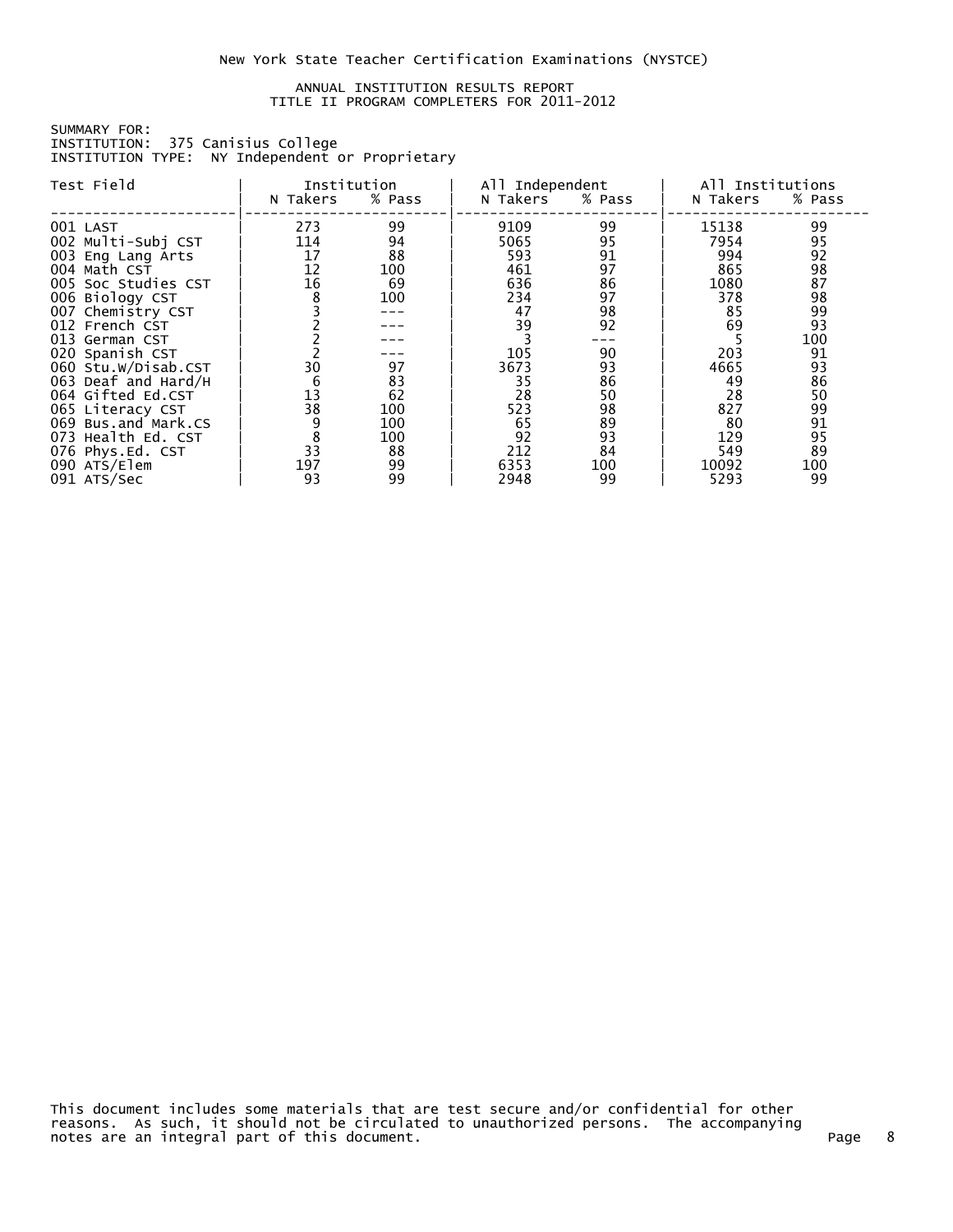New York State Teacher Certification Examinations (NYSTCE)

ANNUAL INSTITUTION RESULTS REPORT
TITLE II PROGRAM COMPLETERS FOR 2011-2012

SUMMARY FOR:
INSTITUTION: 375 Canisius College
INSTITUTION TYPE: NY Independent or Proprietary

| Test Field | Institution | | All Independent | | All Institutions | |
|---|---|---|---|---|---|---|
| | N Takers | % Pass | N Takers | % Pass | N Takers | % Pass |
| 001 LAST | 273 | 99 | 9109 | 99 | 15138 | 99 |
| 002 Multi-Subj CST | 114 | 94 | 5065 | 95 | 7954 | 95 |
| 003 Eng Lang Arts | 17 | 88 | 593 | 91 | 994 | 92 |
| 004 Math CST | 12 | 100 | 461 | 97 | 865 | 98 |
| 005 Soc Studies CST | 16 | 69 | 636 | 86 | 1080 | 87 |
| 006 Biology CST | 8 | 100 | 234 | 97 | 378 | 98 |
| 007 Chemistry CST | 3 | --- | 47 | 98 | 85 | 99 |
| 012 French CST | 2 | --- | 39 | 92 | 69 | 93 |
| 013 German CST | 2 | --- | 3 | --- | 5 | 100 |
| 020 Spanish CST | 2 | --- | 105 | 90 | 203 | 91 |
| 060 Stu.W/Disab.CST | 30 | 97 | 3673 | 93 | 4665 | 93 |
| 063 Deaf and Hard/H | 6 | 83 | 35 | 86 | 49 | 86 |
| 064 Gifted Ed.CST | 13 | 62 | 28 | 50 | 28 | 50 |
| 065 Literacy CST | 38 | 100 | 523 | 98 | 827 | 99 |
| 069 Bus.and Mark.CS | 9 | 100 | 65 | 89 | 80 | 91 |
| 073 Health Ed. CST | 8 | 100 | 92 | 93 | 129 | 95 |
| 076 Phys.Ed. CST | 33 | 88 | 212 | 84 | 549 | 89 |
| 090 ATS/Elem | 197 | 99 | 6353 | 100 | 10092 | 100 |
| 091 ATS/Sec | 93 | 99 | 2948 | 99 | 5293 | 99 |

This document includes some materials that are test secure and/or confidential for other reasons. As such, it should not be circulated to unauthorized persons. The accompanying notes are an integral part of this document.